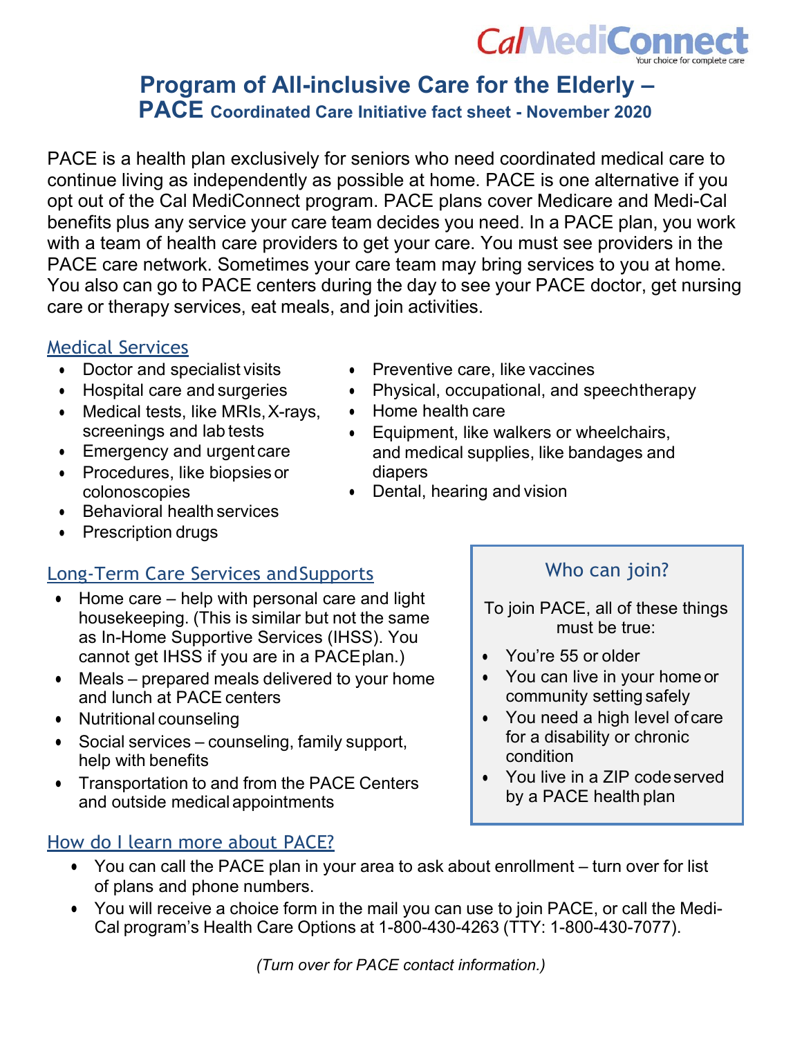CalMediConnect
Your choice for complete care

# Program of All-inclusive Care for the Elderly – PACE Coordinated Care Initiative fact sheet - November 2020

PACE is a health plan exclusively for seniors who need coordinated medical care to continue living as independently as possible at home. PACE is one alternative if you opt out of the Cal MediConnect program. PACE plans cover Medicare and Medi-Cal benefits plus any service your care team decides you need. In a PACE plan, you work with a team of health care providers to get your care. You must see providers in the PACE care network. Sometimes your care team may bring services to you at home. You also can go to PACE centers during the day to see your PACE doctor, get nursing care or therapy services, eat meals, and join activities.

## Medical Services

- Doctor and specialist visits
- Hospital care and surgeries
- Medical tests, like MRIs, X-rays, screenings and lab tests
- Emergency and urgent care
- Procedures, like biopsies or colonoscopies
- Behavioral health services
- Prescription drugs
- Preventive care, like vaccines
- Physical, occupational, and speech therapy
- Home health care
- Equipment, like walkers or wheelchairs, and medical supplies, like bandages and diapers
- Dental, hearing and vision

## Long-Term Care Services and Supports

- Home care – help with personal care and light housekeeping. (This is similar but not the same as In-Home Supportive Services (IHSS). You cannot get IHSS if you are in a PACE plan.)
- Meals – prepared meals delivered to your home and lunch at PACE centers
- Nutritional counseling
- Social services – counseling, family support, help with benefits
- Transportation to and from the PACE Centers and outside medical appointments

## Who can join?

To join PACE, all of these things must be true:

- You're 55 or older
- You can live in your home or community setting safely
- You need a high level of care for a disability or chronic condition
- You live in a ZIP code served by a PACE health plan

## How do I learn more about PACE?

- You can call the PACE plan in your area to ask about enrollment – turn over for list of plans and phone numbers.
- You will receive a choice form in the mail you can use to join PACE, or call the Medi-Cal program's Health Care Options at 1-800-430-4263 (TTY: 1-800-430-7077).

*(Turn over for PACE contact information.)*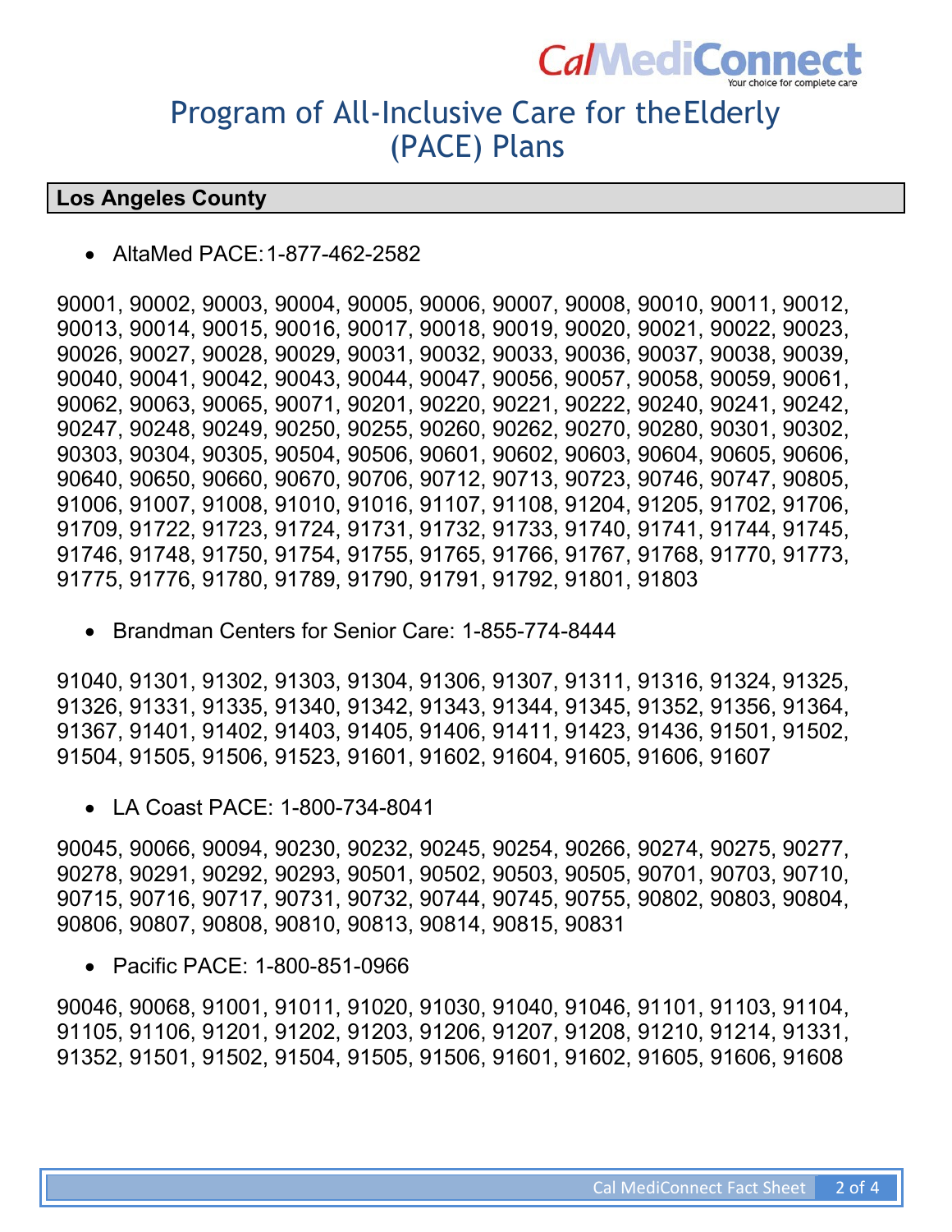# Program of All-Inclusive Care for the Elderly (PACE) Plans

## Los Angeles County

- AltaMed PACE: 1-877-462-2582

90001, 90002, 90003, 90004, 90005, 90006, 90007, 90008, 90010, 90011, 90012, 90013, 90014, 90015, 90016, 90017, 90018, 90019, 90020, 90021, 90022, 90023, 90026, 90027, 90028, 90029, 90031, 90032, 90033, 90036, 90037, 90038, 90039, 90040, 90041, 90042, 90043, 90044, 90047, 90056, 90057, 90058, 90059, 90061, 90062, 90063, 90065, 90071, 90201, 90220, 90221, 90222, 90240, 90241, 90242, 90247, 90248, 90249, 90250, 90255, 90260, 90262, 90270, 90280, 90301, 90302, 90303, 90304, 90305, 90504, 90506, 90601, 90602, 90603, 90604, 90605, 90606, 90640, 90650, 90660, 90670, 90706, 90712, 90713, 90723, 90746, 90747, 90805, 91006, 91007, 91008, 91010, 91016, 91107, 91108, 91204, 91205, 91702, 91706, 91709, 91722, 91723, 91724, 91731, 91732, 91733, 91740, 91741, 91744, 91745, 91746, 91748, 91750, 91754, 91755, 91765, 91766, 91767, 91768, 91770, 91773, 91775, 91776, 91780, 91789, 91790, 91791, 91792, 91801, 91803

- Brandman Centers for Senior Care: 1-855-774-8444

91040, 91301, 91302, 91303, 91304, 91306, 91307, 91311, 91316, 91324, 91325, 91326, 91331, 91335, 91340, 91342, 91343, 91344, 91345, 91352, 91356, 91364, 91367, 91401, 91402, 91403, 91405, 91406, 91411, 91423, 91436, 91501, 91502, 91504, 91505, 91506, 91523, 91601, 91602, 91604, 91605, 91606, 91607

- LA Coast PACE: 1-800-734-8041

90045, 90066, 90094, 90230, 90232, 90245, 90254, 90266, 90274, 90275, 90277, 90278, 90291, 90292, 90293, 90501, 90502, 90503, 90505, 90701, 90703, 90710, 90715, 90716, 90717, 90731, 90732, 90744, 90745, 90755, 90802, 90803, 90804, 90806, 90807, 90808, 90810, 90813, 90814, 90815, 90831

- Pacific PACE: 1-800-851-0966

90046, 90068, 91001, 91011, 91020, 91030, 91040, 91046, 91101, 91103, 91104, 91105, 91106, 91201, 91202, 91203, 91206, 91207, 91208, 91210, 91214, 91331, 91352, 91501, 91502, 91504, 91505, 91506, 91601, 91602, 91605, 91606, 91608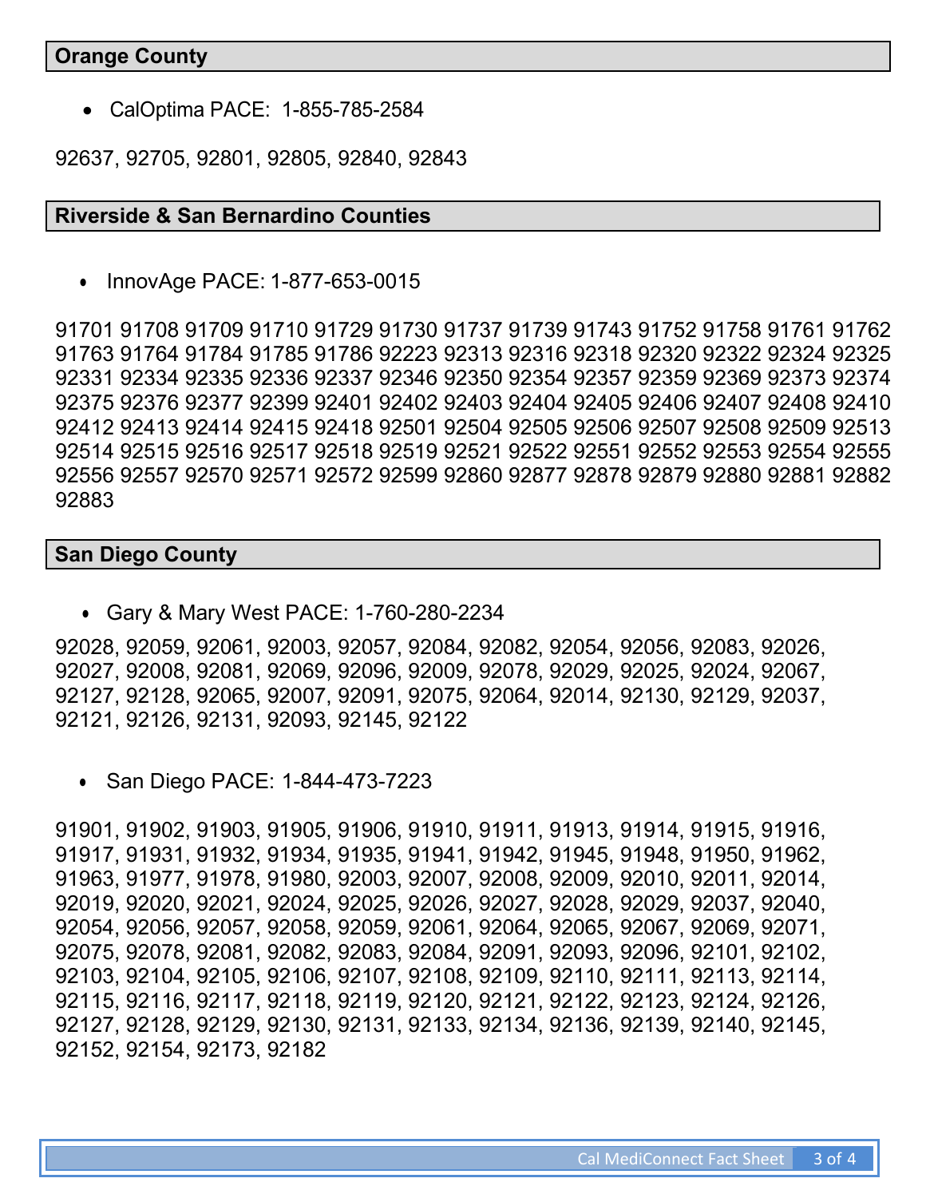## Orange County

- CalOptima PACE: 1-855-785-2584

92637, 92705, 92801, 92805, 92840, 92843

## Riverside & San Bernardino Counties

- InnovAge PACE: 1-877-653-0015

91701 91708 91709 91710 91729 91730 91737 91739 91743 91752 91758 91761 91762 91763 91764 91784 91785 91786 92223 92313 92316 92318 92320 92322 92324 92325 92331 92334 92335 92336 92337 92346 92350 92354 92357 92359 92369 92373 92374 92375 92376 92377 92399 92401 92402 92403 92404 92405 92406 92407 92408 92410 92412 92413 92414 92415 92418 92501 92504 92505 92506 92507 92508 92509 92513 92514 92515 92516 92517 92518 92519 92521 92522 92551 92552 92553 92554 92555 92556 92557 92570 92571 92572 92599 92860 92877 92878 92879 92880 92881 92882 92883

## San Diego County

- Gary & Mary West PACE: 1-760-280-2234

92028, 92059, 92061, 92003, 92057, 92084, 92082, 92054, 92056, 92083, 92026, 92027, 92008, 92081, 92069, 92096, 92009, 92078, 92029, 92025, 92024, 92067, 92127, 92128, 92065, 92007, 92091, 92075, 92064, 92014, 92130, 92129, 92037, 92121, 92126, 92131, 92093, 92145, 92122

- San Diego PACE: 1-844-473-7223

91901, 91902, 91903, 91905, 91906, 91910, 91911, 91913, 91914, 91915, 91916, 91917, 91931, 91932, 91934, 91935, 91941, 91942, 91945, 91948, 91950, 91962, 91963, 91977, 91978, 91980, 92003, 92007, 92008, 92009, 92010, 92011, 92014, 92019, 92020, 92021, 92024, 92025, 92026, 92027, 92028, 92029, 92037, 92040, 92054, 92056, 92057, 92058, 92059, 92061, 92064, 92065, 92067, 92069, 92071, 92075, 92078, 92081, 92082, 92083, 92084, 92091, 92093, 92096, 92101, 92102, 92103, 92104, 92105, 92106, 92107, 92108, 92109, 92110, 92111, 92113, 92114, 92115, 92116, 92117, 92118, 92119, 92120, 92121, 92122, 92123, 92124, 92126, 92127, 92128, 92129, 92130, 92131, 92133, 92134, 92136, 92139, 92140, 92145, 92152, 92154, 92173, 92182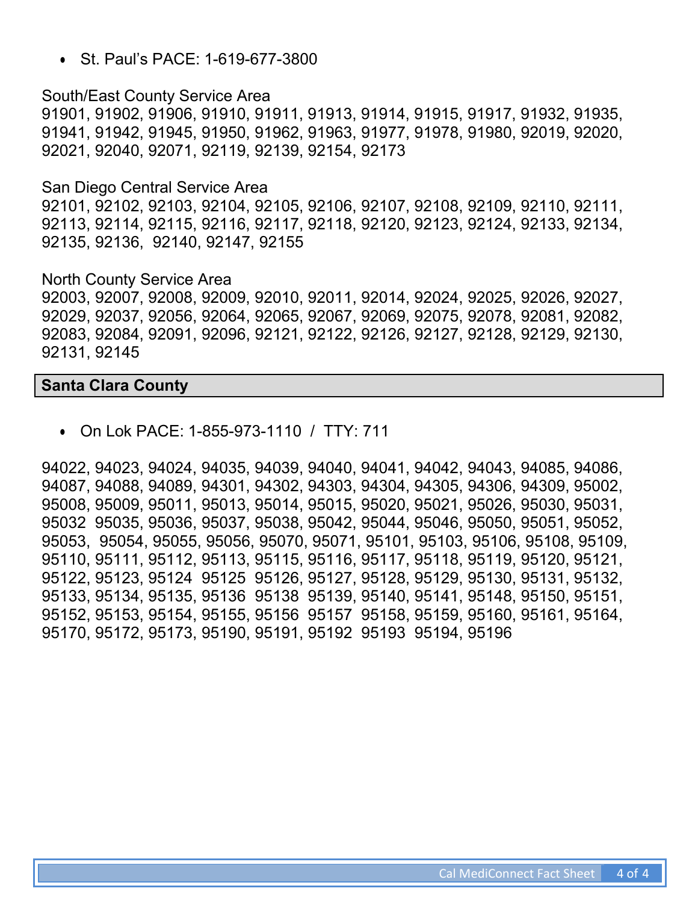- St. Paul's PACE: 1-619-677-3800

South/East County Service Area
91901, 91902, 91906, 91910, 91911, 91913, 91914, 91915, 91917, 91932, 91935, 91941, 91942, 91945, 91950, 91962, 91963, 91977, 91978, 91980, 92019, 92020, 92021, 92040, 92071, 92119, 92139, 92154, 92173

San Diego Central Service Area
92101, 92102, 92103, 92104, 92105, 92106, 92107, 92108, 92109, 92110, 92111, 92113, 92114, 92115, 92116, 92117, 92118, 92120, 92123, 92124, 92133, 92134, 92135, 92136, 92140, 92147, 92155

North County Service Area
92003, 92007, 92008, 92009, 92010, 92011, 92014, 92024, 92025, 92026, 92027, 92029, 92037, 92056, 92064, 92065, 92067, 92069, 92075, 92078, 92081, 92082, 92083, 92084, 92091, 92096, 92121, 92122, 92126, 92127, 92128, 92129, 92130, 92131, 92145

## Santa Clara County

- On Lok PACE: 1-855-973-1110 / TTY: 711

94022, 94023, 94024, 94035, 94039, 94040, 94041, 94042, 94043, 94085, 94086, 94087, 94088, 94089, 94301, 94302, 94303, 94304, 94305, 94306, 94309, 95002, 95008, 95009, 95011, 95013, 95014, 95015, 95020, 95021, 95026, 95030, 95031, 95032 95035, 95036, 95037, 95038, 95042, 95044, 95046, 95050, 95051, 95052, 95053, 95054, 95055, 95056, 95070, 95071, 95101, 95103, 95106, 95108, 95109, 95110, 95111, 95112, 95113, 95115, 95116, 95117, 95118, 95119, 95120, 95121, 95122, 95123, 95124 95125 95126, 95127, 95128, 95129, 95130, 95131, 95132, 95133, 95134, 95135, 95136 95138 95139, 95140, 95141, 95148, 95150, 95151, 95152, 95153, 95154, 95155, 95156 95157 95158, 95159, 95160, 95161, 95164, 95170, 95172, 95173, 95190, 95191, 95192 95193 95194, 95196